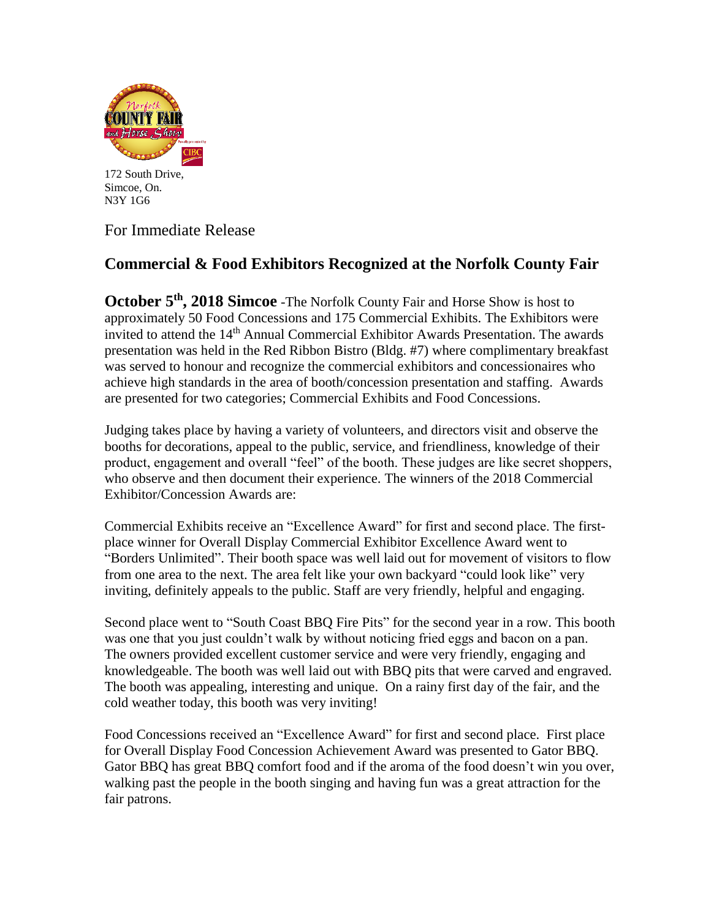172 South Drive,
Simcoe, On.
N3Y 1G6

For Immediate Release

## Commercial & Food Exhibitors Recognized at the Norfolk County Fair

**October 5th, 2018 Simcoe** -The Norfolk County Fair and Horse Show is host to approximately 50 Food Concessions and 175 Commercial Exhibits. The Exhibitors were invited to attend the 14th Annual Commercial Exhibitor Awards Presentation. The awards presentation was held in the Red Ribbon Bistro (Bldg. #7) where complimentary breakfast was served to honour and recognize the commercial exhibitors and concessionaires who achieve high standards in the area of booth/concession presentation and staffing. Awards are presented for two categories; Commercial Exhibits and Food Concessions.

Judging takes place by having a variety of volunteers, and directors visit and observe the booths for decorations, appeal to the public, service, and friendliness, knowledge of their product, engagement and overall "feel" of the booth. These judges are like secret shoppers, who observe and then document their experience. The winners of the 2018 Commercial Exhibitor/Concession Awards are:

Commercial Exhibits receive an "Excellence Award" for first and second place. The first-place winner for Overall Display Commercial Exhibitor Excellence Award went to "Borders Unlimited". Their booth space was well laid out for movement of visitors to flow from one area to the next. The area felt like your own backyard "could look like" very inviting, definitely appeals to the public. Staff are very friendly, helpful and engaging.

Second place went to "South Coast BBQ Fire Pits" for the second year in a row. This booth was one that you just couldn't walk by without noticing fried eggs and bacon on a pan. The owners provided excellent customer service and were very friendly, engaging and knowledgeable. The booth was well laid out with BBQ pits that were carved and engraved. The booth was appealing, interesting and unique. On a rainy first day of the fair, and the cold weather today, this booth was very inviting!

Food Concessions received an "Excellence Award" for first and second place. First place for Overall Display Food Concession Achievement Award was presented to Gator BBQ. Gator BBQ has great BBQ comfort food and if the aroma of the food doesn't win you over, walking past the people in the booth singing and having fun was a great attraction for the fair patrons.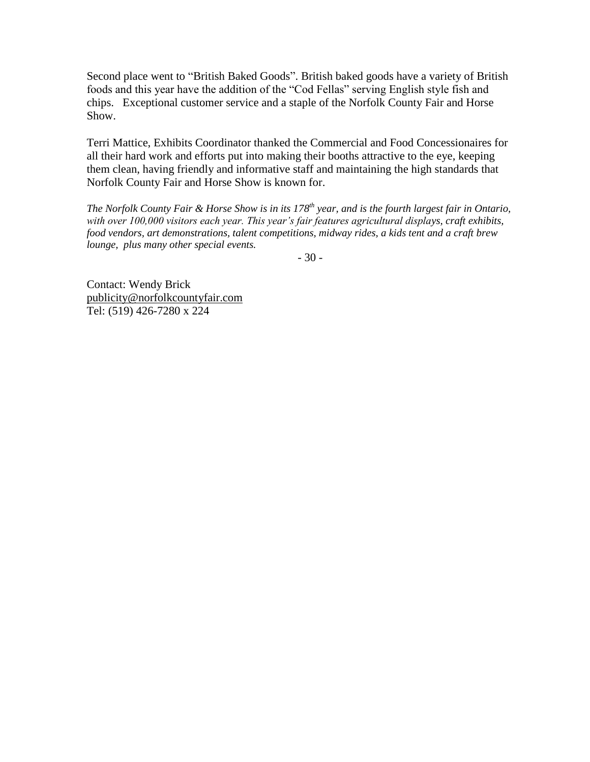Second place went to “British Baked Goods”. British baked goods have a variety of British foods and this year have the addition of the “Cod Fellas” serving English style fish and chips. Exceptional customer service and a staple of the Norfolk County Fair and Horse Show.

Terri Mattice, Exhibits Coordinator thanked the Commercial and Food Concessionaires for all their hard work and efforts put into making their booths attractive to the eye, keeping them clean, having friendly and informative staff and maintaining the high standards that Norfolk County Fair and Horse Show is known for.

*The Norfolk County Fair & Horse Show is in its 178th year, and is the fourth largest fair in Ontario, with over 100,000 visitors each year. This year’s fair features agricultural displays, craft exhibits, food vendors, art demonstrations, talent competitions, midway rides, a kids tent and a craft brew lounge, plus many other special events.*

- 30 -

Contact: Wendy Brick
publicity@norfolkcountyfair.com
Tel: (519) 426-7280 x 224